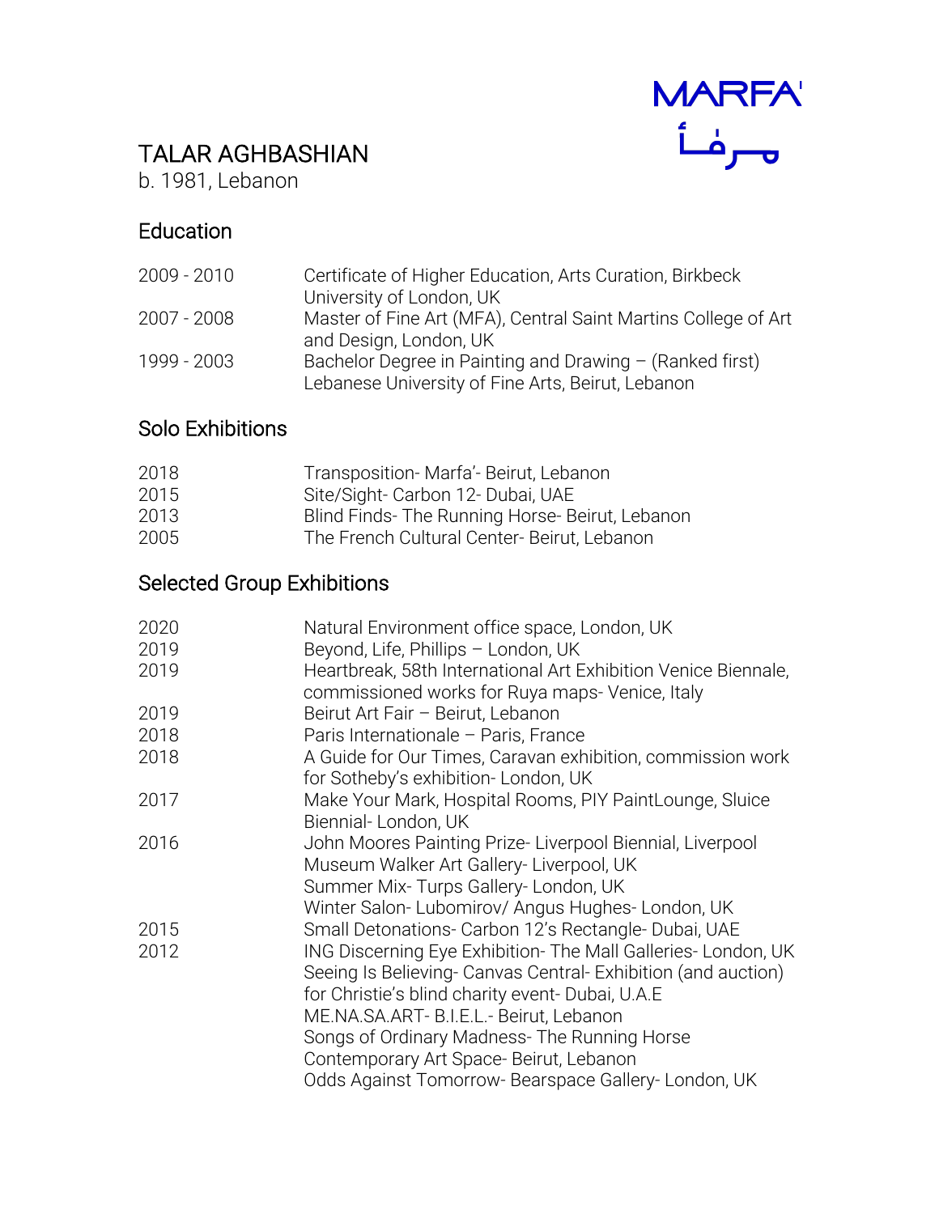MARFA'
مـرفـأ

# TALAR AGHBASHIAN

b. 1981, Lebanon

## Education

| | |
|---|---|
| 2009 - 2010 | Certificate of Higher Education, Arts Curation, Birkbeck University of London, UK |
| 2007 - 2008 | Master of Fine Art (MFA), Central Saint Martins College of Art and Design, London, UK |
| 1999 - 2003 | Bachelor Degree in Painting and Drawing – (Ranked first) Lebanese University of Fine Arts, Beirut, Lebanon |

## Solo Exhibitions

| | |
|---|---|
| 2018 | Transposition- Marfa'- Beirut, Lebanon |
| 2015 | Site/Sight- Carbon 12- Dubai, UAE |
| 2013 | Blind Finds- The Running Horse- Beirut, Lebanon |
| 2005 | The French Cultural Center- Beirut, Lebanon |

## Selected Group Exhibitions

| | |
|---|---|
| 2020 | Natural Environment office space, London, UK |
| 2019 | Beyond, Life, Phillips – London, UK |
| 2019 | Heartbreak, 58th International Art Exhibition Venice Biennale, commissioned works for Ruya maps- Venice, Italy |
| 2019 | Beirut Art Fair – Beirut, Lebanon |
| 2018 | Paris Internationale – Paris, France |
| 2018 | A Guide for Our Times, Caravan exhibition, commission work for Sotheby's exhibition- London, UK |
| 2017 | Make Your Mark, Hospital Rooms, PIY PaintLounge, Sluice Biennial- London, UK |
| 2016 | John Moores Painting Prize- Liverpool Biennial, Liverpool Museum Walker Art Gallery- Liverpool, UK<br>Summer Mix- Turps Gallery- London, UK<br>Winter Salon- Lubomirov/ Angus Hughes- London, UK |
| 2015 | Small Detonations- Carbon 12's Rectangle- Dubai, UAE |
| 2012 | ING Discerning Eye Exhibition- The Mall Galleries- London, UK<br>Seeing Is Believing- Canvas Central- Exhibition (and auction) for Christie's blind charity event- Dubai, U.A.E<br>ME.NA.SA.ART- B.I.E.L.- Beirut, Lebanon<br>Songs of Ordinary Madness- The Running Horse Contemporary Art Space- Beirut, Lebanon<br>Odds Against Tomorrow- Bearspace Gallery- London, UK |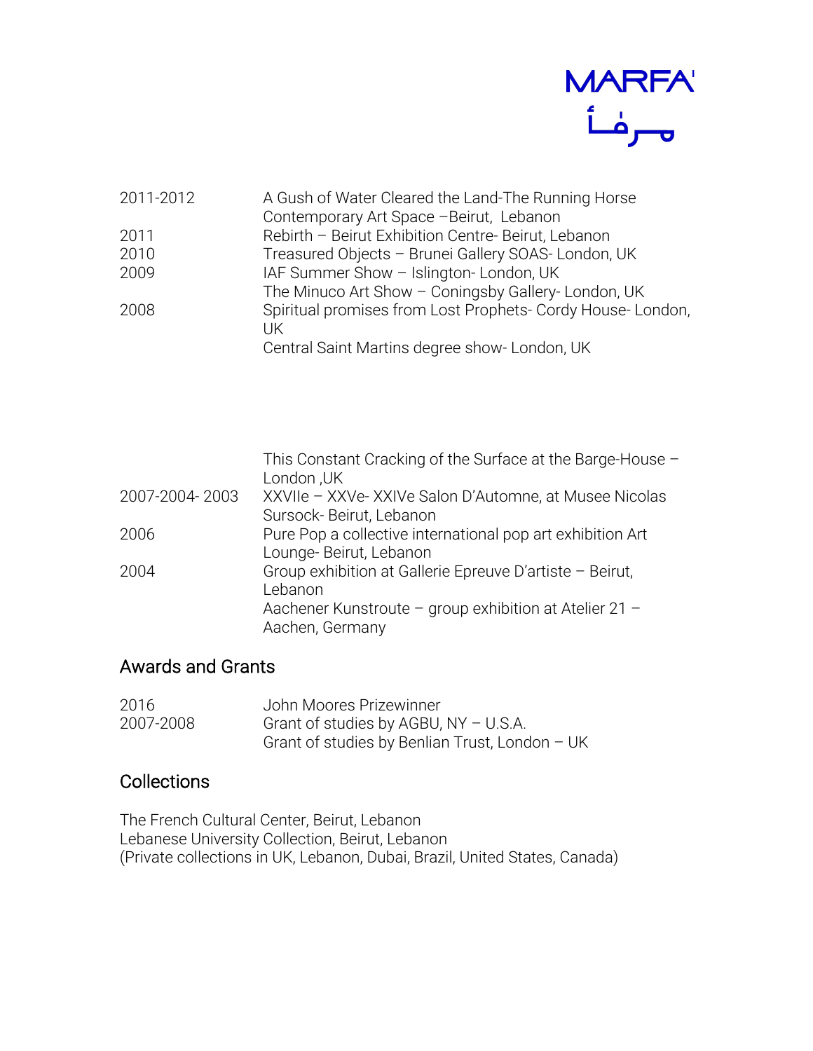| | |
|---|---|
| 2011-2012 | A Gush of Water Cleared the Land-The Running Horse Contemporary Art Space –Beirut, Lebanon |
| 2011 | Rebirth – Beirut Exhibition Centre- Beirut, Lebanon |
| 2010 | Treasured Objects – Brunei Gallery SOAS- London, UK |
| 2009 | IAF Summer Show – Islington- London, UK |
| | The Minuco Art Show – Coningsby Gallery- London, UK |
| 2008 | Spiritual promises from Lost Prophets- Cordy House- London, UK |
| | Central Saint Martins degree show- London, UK |
| | This Constant Cracking of the Surface at the Barge-House – London ,UK |
| 2007-2004- 2003 | XXVIIe – XXVe- XXIVe Salon D'Automne, at Musee Nicolas Sursock- Beirut, Lebanon |
| 2006 | Pure Pop a collective international pop art exhibition Art Lounge- Beirut, Lebanon |
| 2004 | Group exhibition at Gallerie Epreuve D'artiste – Beirut, Lebanon |
| | Aachener Kunstroute – group exhibition at Atelier 21 – Aachen, Germany |

## Awards and Grants

| | |
|---|---|
| 2016 | John Moores Prizewinner |
| 2007-2008 | Grant of studies by AGBU, NY – U.S.A. |
| | Grant of studies by Benlian Trust, London – UK |

## Collections

The French Cultural Center, Beirut, Lebanon
Lebanese University Collection, Beirut, Lebanon
(Private collections in UK, Lebanon, Dubai, Brazil, United States, Canada)